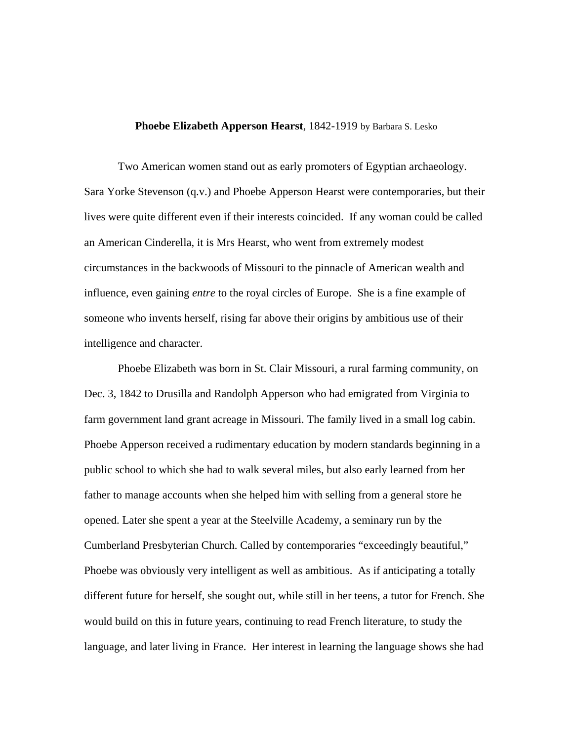**Phoebe Elizabeth Apperson Hearst**, 1842-1919 by Barbara S. Lesko

Two American women stand out as early promoters of Egyptian archaeology. Sara Yorke Stevenson (q.v.) and Phoebe Apperson Hearst were contemporaries, but their lives were quite different even if their interests coincided. If any woman could be called an American Cinderella, it is Mrs Hearst, who went from extremely modest circumstances in the backwoods of Missouri to the pinnacle of American wealth and influence, even gaining *entre* to the royal circles of Europe. She is a fine example of someone who invents herself, rising far above their origins by ambitious use of their intelligence and character.

Phoebe Elizabeth was born in St. Clair Missouri, a rural farming community, on Dec. 3, 1842 to Drusilla and Randolph Apperson who had emigrated from Virginia to farm government land grant acreage in Missouri. The family lived in a small log cabin. Phoebe Apperson received a rudimentary education by modern standards beginning in a public school to which she had to walk several miles, but also early learned from her father to manage accounts when she helped him with selling from a general store he opened. Later she spent a year at the Steelville Academy, a seminary run by the Cumberland Presbyterian Church. Called by contemporaries "exceedingly beautiful," Phoebe was obviously very intelligent as well as ambitious. As if anticipating a totally different future for herself, she sought out, while still in her teens, a tutor for French. She would build on this in future years, continuing to read French literature, to study the language, and later living in France. Her interest in learning the language shows she had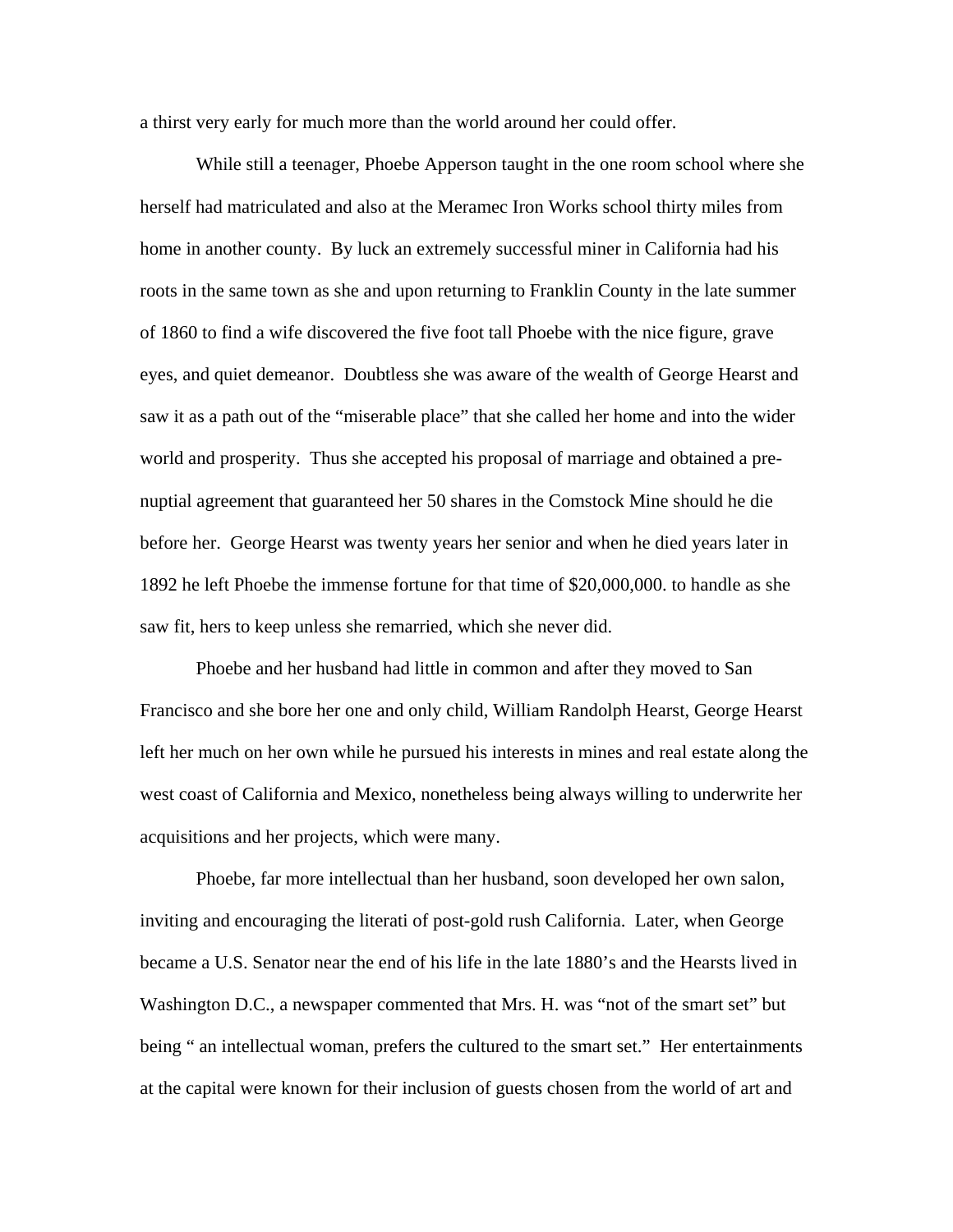a thirst very early for much more than the world around her could offer.

While still a teenager, Phoebe Apperson taught in the one room school where she herself had matriculated and also at the Meramec Iron Works school thirty miles from home in another county. By luck an extremely successful miner in California had his roots in the same town as she and upon returning to Franklin County in the late summer of 1860 to find a wife discovered the five foot tall Phoebe with the nice figure, grave eyes, and quiet demeanor. Doubtless she was aware of the wealth of George Hearst and saw it as a path out of the "miserable place" that she called her home and into the wider world and prosperity. Thus she accepted his proposal of marriage and obtained a pre-nuptial agreement that guaranteed her 50 shares in the Comstock Mine should he die before her. George Hearst was twenty years her senior and when he died years later in 1892 he left Phoebe the immense fortune for that time of $20,000,000. to handle as she saw fit, hers to keep unless she remarried, which she never did.

Phoebe and her husband had little in common and after they moved to San Francisco and she bore her one and only child, William Randolph Hearst, George Hearst left her much on her own while he pursued his interests in mines and real estate along the west coast of California and Mexico, nonetheless being always willing to underwrite her acquisitions and her projects, which were many.

Phoebe, far more intellectual than her husband, soon developed her own salon, inviting and encouraging the literati of post-gold rush California. Later, when George became a U.S. Senator near the end of his life in the late 1880's and the Hearsts lived in Washington D.C., a newspaper commented that Mrs. H. was "not of the smart set" but being " an intellectual woman, prefers the cultured to the smart set." Her entertainments at the capital were known for their inclusion of guests chosen from the world of art and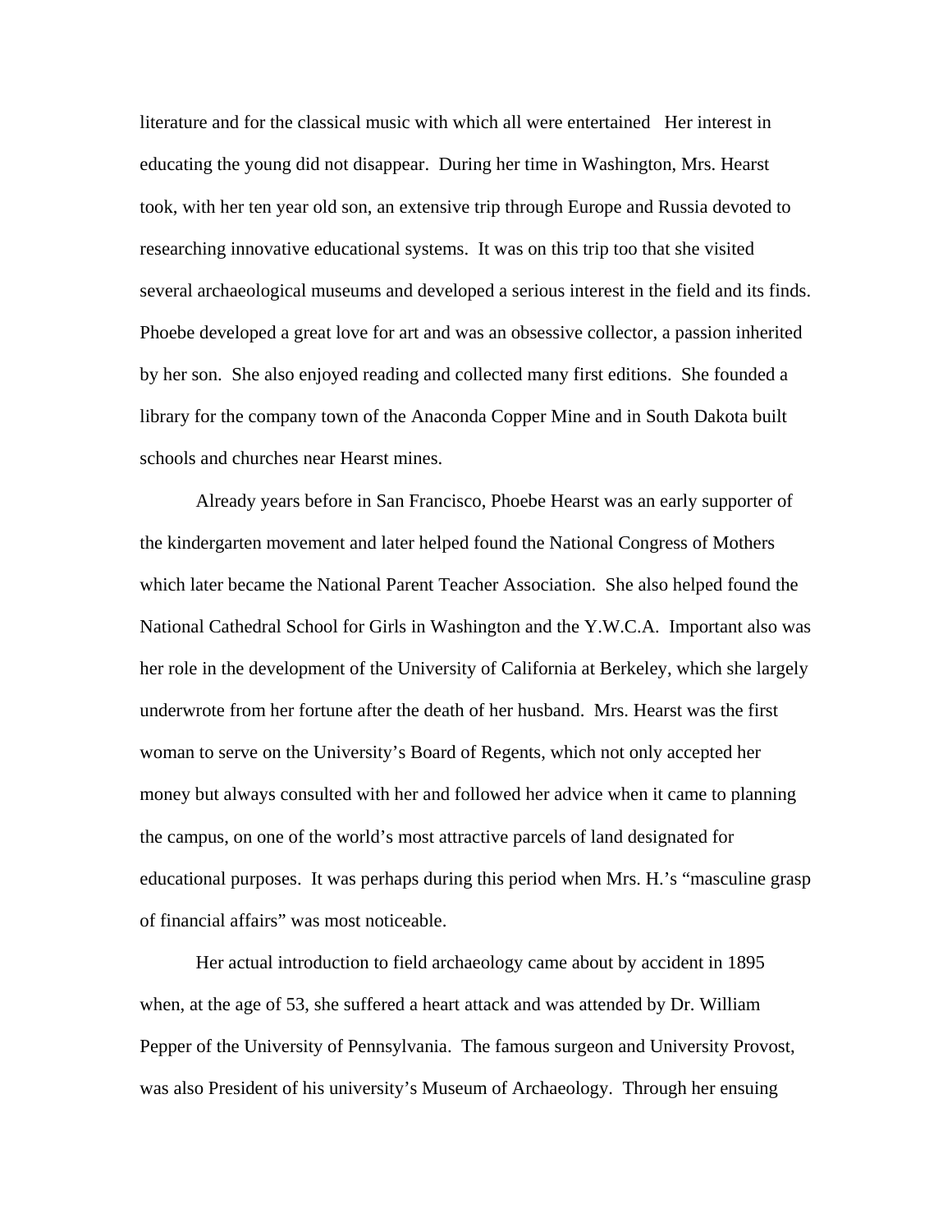literature and for the classical music with which all were entertained   Her interest in educating the young did not disappear.  During her time in Washington, Mrs. Hearst took, with her ten year old son, an extensive trip through Europe and Russia devoted to researching innovative educational systems.  It was on this trip too that she visited several archaeological museums and developed a serious interest in the field and its finds.  Phoebe developed a great love for art and was an obsessive collector, a passion inherited by her son.  She also enjoyed reading and collected many first editions.  She founded a library for the company town of the Anaconda Copper Mine and in South Dakota built schools and churches near Hearst mines.

Already years before in San Francisco, Phoebe Hearst was an early supporter of the kindergarten movement and later helped found the National Congress of Mothers which later became the National Parent Teacher Association.  She also helped found the National Cathedral School for Girls in Washington and the Y.W.C.A.  Important also was her role in the development of the University of California at Berkeley, which she largely underwrote from her fortune after the death of her husband.  Mrs. Hearst was the first woman to serve on the University's Board of Regents, which not only accepted her money but always consulted with her and followed her advice when it came to planning the campus, on one of the world's most attractive parcels of land designated for educational purposes.  It was perhaps during this period when Mrs. H.'s "masculine grasp of financial affairs" was most noticeable.

Her actual introduction to field archaeology came about by accident in 1895 when, at the age of 53, she suffered a heart attack and was attended by Dr. William Pepper of the University of Pennsylvania.  The famous surgeon and University Provost, was also President of his university's Museum of Archaeology.  Through her ensuing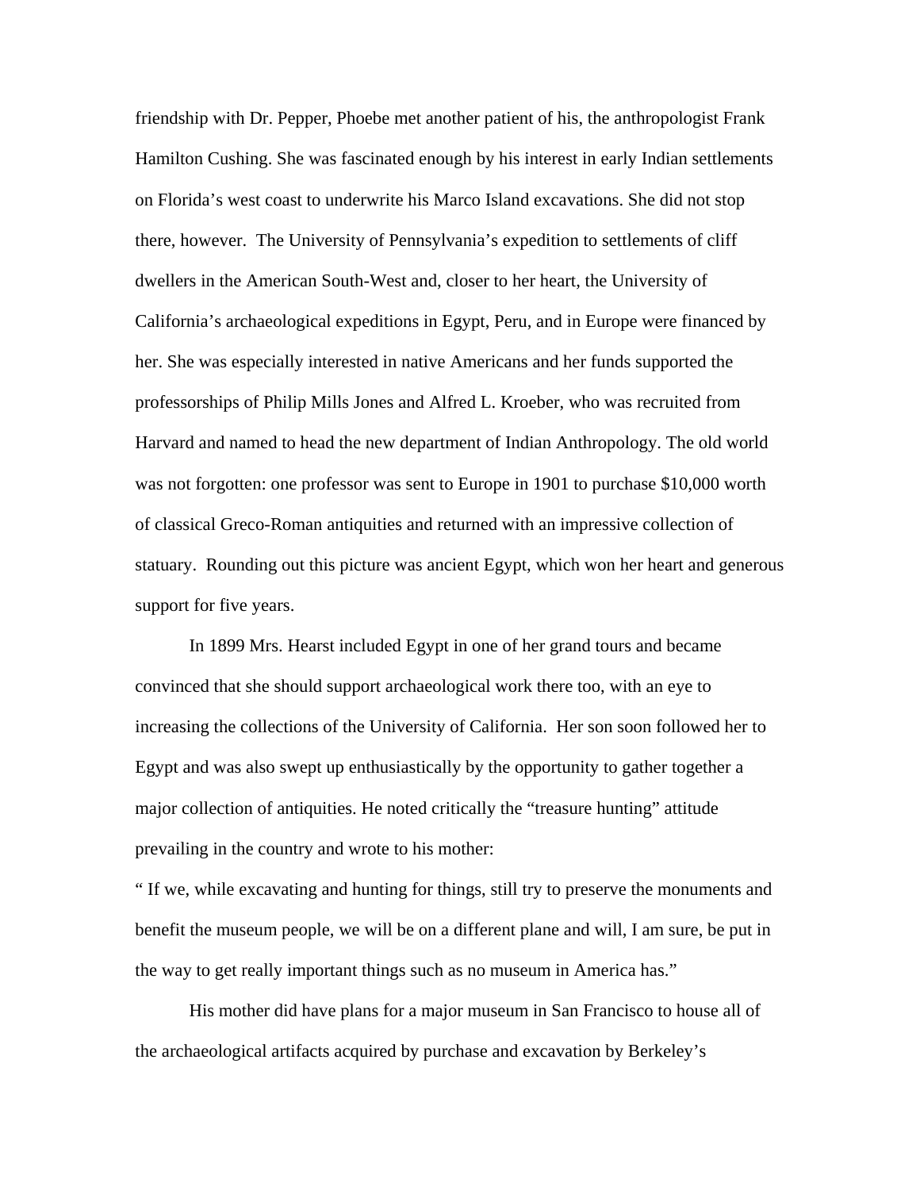friendship with Dr. Pepper, Phoebe met another patient of his, the anthropologist Frank Hamilton Cushing. She was fascinated enough by his interest in early Indian settlements on Florida's west coast to underwrite his Marco Island excavations. She did not stop there, however. The University of Pennsylvania's expedition to settlements of cliff dwellers in the American South-West and, closer to her heart, the University of California's archaeological expeditions in Egypt, Peru, and in Europe were financed by her. She was especially interested in native Americans and her funds supported the professorships of Philip Mills Jones and Alfred L. Kroeber, who was recruited from Harvard and named to head the new department of Indian Anthropology. The old world was not forgotten: one professor was sent to Europe in 1901 to purchase $10,000 worth of classical Greco-Roman antiquities and returned with an impressive collection of statuary. Rounding out this picture was ancient Egypt, which won her heart and generous support for five years.

In 1899 Mrs. Hearst included Egypt in one of her grand tours and became convinced that she should support archaeological work there too, with an eye to increasing the collections of the University of California. Her son soon followed her to Egypt and was also swept up enthusiastically by the opportunity to gather together a major collection of antiquities. He noted critically the "treasure hunting" attitude prevailing in the country and wrote to his mother:

" If we, while excavating and hunting for things, still try to preserve the monuments and benefit the museum people, we will be on a different plane and will, I am sure, be put in the way to get really important things such as no museum in America has."

His mother did have plans for a major museum in San Francisco to house all of the archaeological artifacts acquired by purchase and excavation by Berkeley's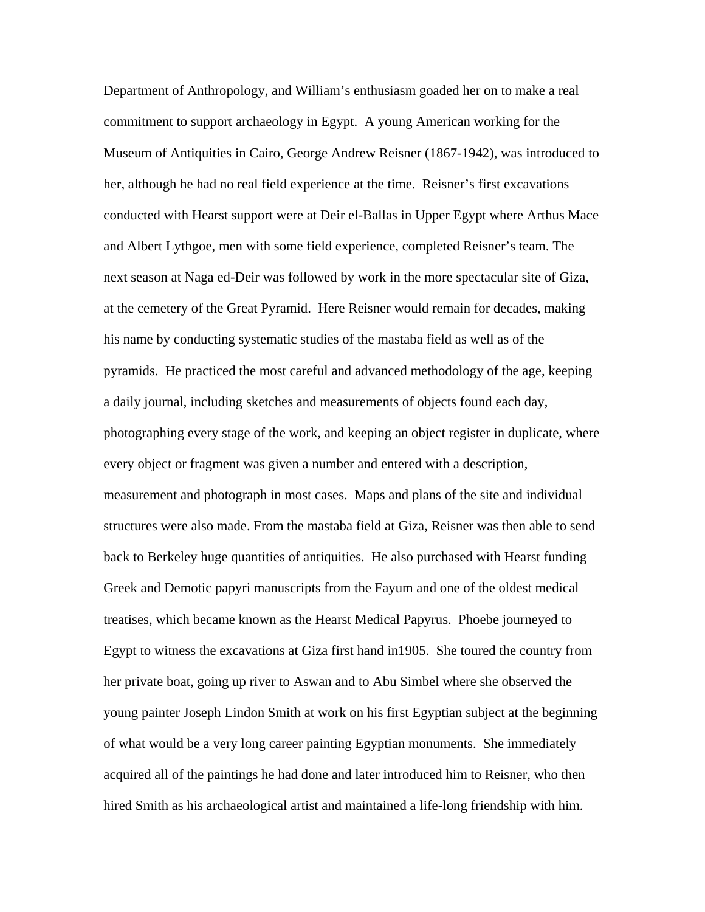Department of Anthropology, and William's enthusiasm goaded her on to make a real commitment to support archaeology in Egypt. A young American working for the Museum of Antiquities in Cairo, George Andrew Reisner (1867-1942), was introduced to her, although he had no real field experience at the time. Reisner's first excavations conducted with Hearst support were at Deir el-Ballas in Upper Egypt where Arthus Mace and Albert Lythgoe, men with some field experience, completed Reisner's team. The next season at Naga ed-Deir was followed by work in the more spectacular site of Giza, at the cemetery of the Great Pyramid. Here Reisner would remain for decades, making his name by conducting systematic studies of the mastaba field as well as of the pyramids. He practiced the most careful and advanced methodology of the age, keeping a daily journal, including sketches and measurements of objects found each day, photographing every stage of the work, and keeping an object register in duplicate, where every object or fragment was given a number and entered with a description, measurement and photograph in most cases. Maps and plans of the site and individual structures were also made. From the mastaba field at Giza, Reisner was then able to send back to Berkeley huge quantities of antiquities. He also purchased with Hearst funding Greek and Demotic papyri manuscripts from the Fayum and one of the oldest medical treatises, which became known as the Hearst Medical Papyrus. Phoebe journeyed to Egypt to witness the excavations at Giza first hand in1905. She toured the country from her private boat, going up river to Aswan and to Abu Simbel where she observed the young painter Joseph Lindon Smith at work on his first Egyptian subject at the beginning of what would be a very long career painting Egyptian monuments. She immediately acquired all of the paintings he had done and later introduced him to Reisner, who then hired Smith as his archaeological artist and maintained a life-long friendship with him.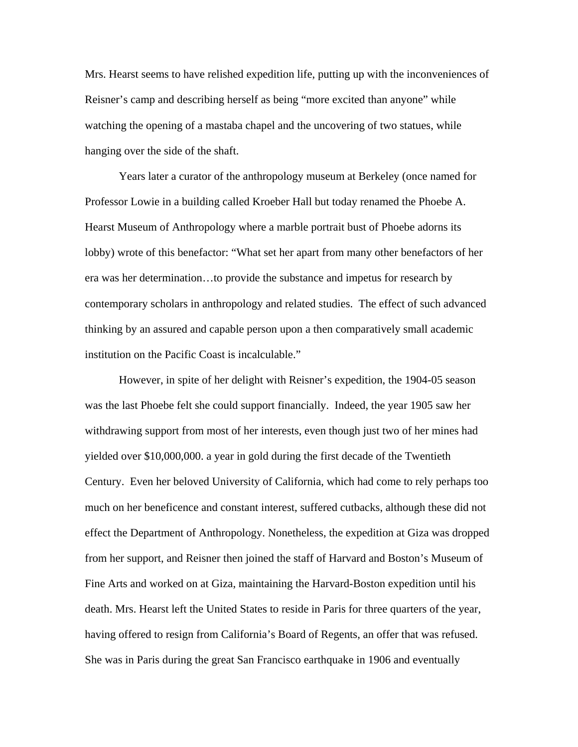Mrs. Hearst seems to have relished expedition life, putting up with the inconveniences of Reisner's camp and describing herself as being "more excited than anyone" while watching the opening of a mastaba chapel and the uncovering of two statues, while hanging over the side of the shaft.

Years later a curator of the anthropology museum at Berkeley (once named for Professor Lowie in a building called Kroeber Hall but today renamed the Phoebe A. Hearst Museum of Anthropology where a marble portrait bust of Phoebe adorns its lobby) wrote of this benefactor: "What set her apart from many other benefactors of her era was her determination…to provide the substance and impetus for research by contemporary scholars in anthropology and related studies. The effect of such advanced thinking by an assured and capable person upon a then comparatively small academic institution on the Pacific Coast is incalculable."

However, in spite of her delight with Reisner's expedition, the 1904-05 season was the last Phoebe felt she could support financially. Indeed, the year 1905 saw her withdrawing support from most of her interests, even though just two of her mines had yielded over $10,000,000. a year in gold during the first decade of the Twentieth Century. Even her beloved University of California, which had come to rely perhaps too much on her beneficence and constant interest, suffered cutbacks, although these did not effect the Department of Anthropology. Nonetheless, the expedition at Giza was dropped from her support, and Reisner then joined the staff of Harvard and Boston's Museum of Fine Arts and worked on at Giza, maintaining the Harvard-Boston expedition until his death. Mrs. Hearst left the United States to reside in Paris for three quarters of the year, having offered to resign from California's Board of Regents, an offer that was refused. She was in Paris during the great San Francisco earthquake in 1906 and eventually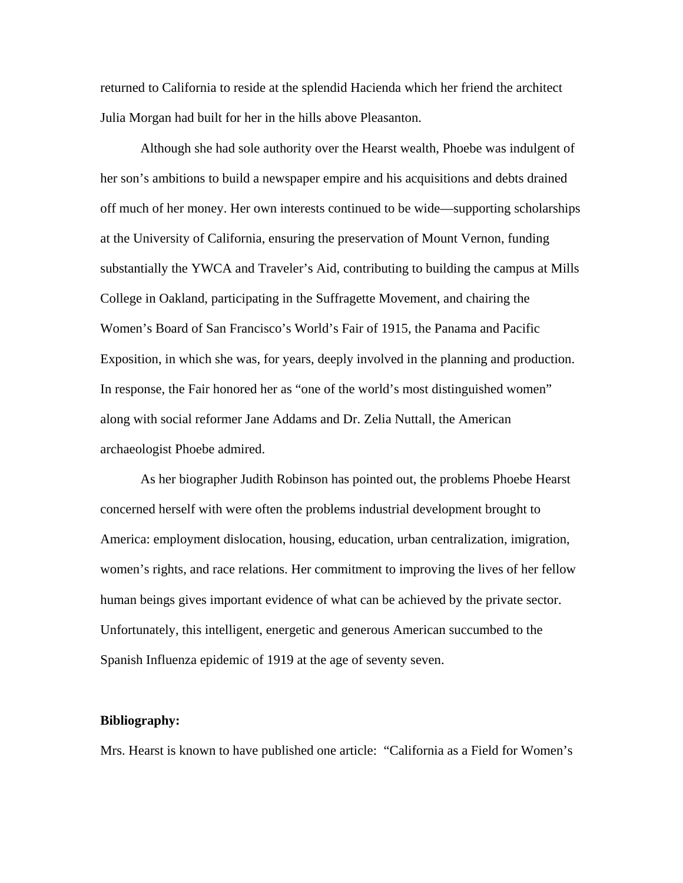returned to California to reside at the splendid Hacienda which her friend the architect Julia Morgan had built for her in the hills above Pleasanton.

Although she had sole authority over the Hearst wealth, Phoebe was indulgent of her son's ambitions to build a newspaper empire and his acquisitions and debts drained off much of her money. Her own interests continued to be wide—supporting scholarships at the University of California, ensuring the preservation of Mount Vernon, funding substantially the YWCA and Traveler's Aid, contributing to building the campus at Mills College in Oakland, participating in the Suffragette Movement, and chairing the Women's Board of San Francisco's World's Fair of 1915, the Panama and Pacific Exposition, in which she was, for years, deeply involved in the planning and production. In response, the Fair honored her as "one of the world's most distinguished women" along with social reformer Jane Addams and Dr. Zelia Nuttall, the American archaeologist Phoebe admired.

As her biographer Judith Robinson has pointed out, the problems Phoebe Hearst concerned herself with were often the problems industrial development brought to America: employment dislocation, housing, education, urban centralization, imigration, women's rights, and race relations. Her commitment to improving the lives of her fellow human beings gives important evidence of what can be achieved by the private sector. Unfortunately, this intelligent, energetic and generous American succumbed to the Spanish Influenza epidemic of 1919 at the age of seventy seven.

**Bibliography:**

Mrs. Hearst is known to have published one article: "California as a Field for Women's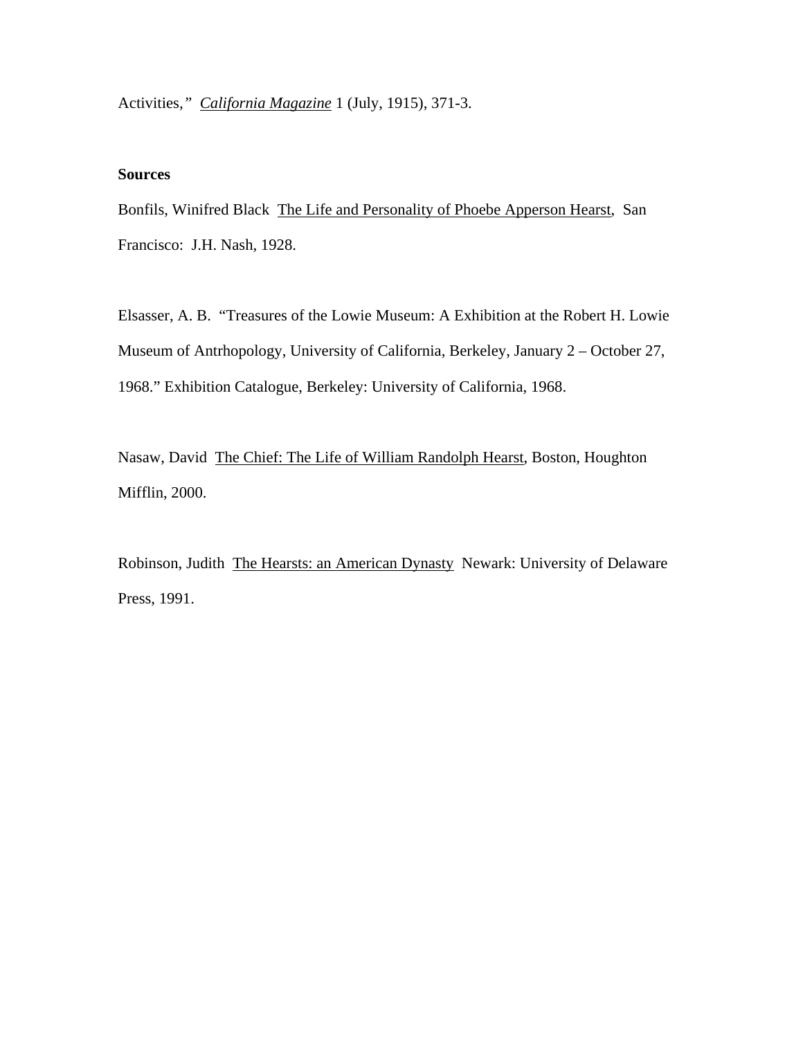Activities," *California Magazine* 1 (July, 1915), 371-3.

**Sources**

Bonfils, Winifred Black The Life and Personality of Phoebe Apperson Hearst, San Francisco: J.H. Nash, 1928.

Elsasser, A. B. "Treasures of the Lowie Museum: A Exhibition at the Robert H. Lowie Museum of Antrhopology, University of California, Berkeley, January 2 – October 27, 1968." Exhibition Catalogue, Berkeley: University of California, 1968.

Nasaw, David The Chief: The Life of William Randolph Hearst, Boston, Houghton Mifflin, 2000.

Robinson, Judith The Hearsts: an American Dynasty Newark: University of Delaware Press, 1991.